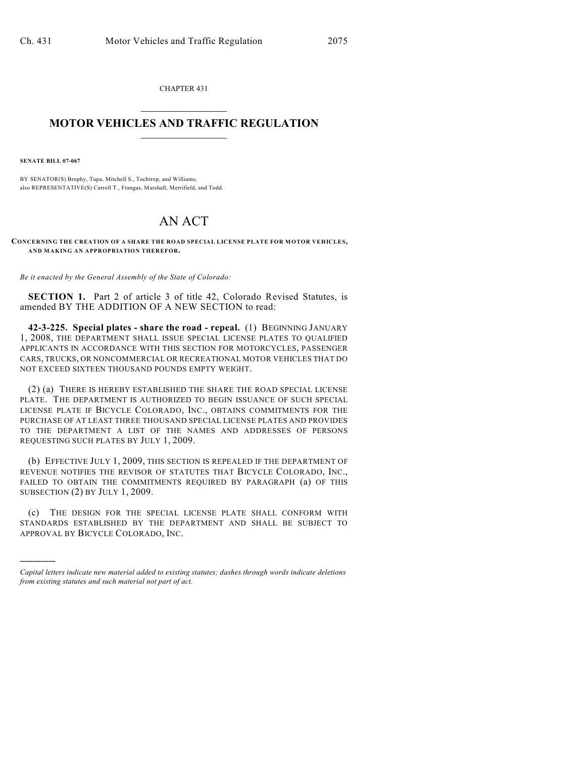CHAPTER 431

# MOTOR VEHICLES AND TRAFFIC REGULATION

**SENATE BILL 07-067**

BY SENATOR(S) Brophy, Tupa, Mitchell S., Tochtrop, and Williams;
also REPRESENTATIVE(S) Carroll T., Frangas, Marshall, Merrifield, and Todd.

# AN ACT

**CONCERNING THE CREATION OF A SHARE THE ROAD SPECIAL LICENSE PLATE FOR MOTOR VEHICLES, AND MAKING AN APPROPRIATION THEREFOR.**

*Be it enacted by the General Assembly of the State of Colorado:*

**SECTION 1.** Part 2 of article 3 of title 42, Colorado Revised Statutes, is amended BY THE ADDITION OF A NEW SECTION to read:

**42-3-225. Special plates - share the road - repeal.** (1) BEGINNING JANUARY 1, 2008, THE DEPARTMENT SHALL ISSUE SPECIAL LICENSE PLATES TO QUALIFIED APPLICANTS IN ACCORDANCE WITH THIS SECTION FOR MOTORCYCLES, PASSENGER CARS, TRUCKS, OR NONCOMMERCIAL OR RECREATIONAL MOTOR VEHICLES THAT DO NOT EXCEED SIXTEEN THOUSAND POUNDS EMPTY WEIGHT.

(2) (a) THERE IS HEREBY ESTABLISHED THE SHARE THE ROAD SPECIAL LICENSE PLATE. THE DEPARTMENT IS AUTHORIZED TO BEGIN ISSUANCE OF SUCH SPECIAL LICENSE PLATE IF BICYCLE COLORADO, INC., OBTAINS COMMITMENTS FOR THE PURCHASE OF AT LEAST THREE THOUSAND SPECIAL LICENSE PLATES AND PROVIDES TO THE DEPARTMENT A LIST OF THE NAMES AND ADDRESSES OF PERSONS REQUESTING SUCH PLATES BY JULY 1, 2009.

(b) EFFECTIVE JULY 1, 2009, THIS SECTION IS REPEALED IF THE DEPARTMENT OF REVENUE NOTIFIES THE REVISOR OF STATUTES THAT BICYCLE COLORADO, INC., FAILED TO OBTAIN THE COMMITMENTS REQUIRED BY PARAGRAPH (a) OF THIS SUBSECTION (2) BY JULY 1, 2009.

(c) THE DESIGN FOR THE SPECIAL LICENSE PLATE SHALL CONFORM WITH STANDARDS ESTABLISHED BY THE DEPARTMENT AND SHALL BE SUBJECT TO APPROVAL BY BICYCLE COLORADO, INC.

---

*Capital letters indicate new material added to existing statutes; dashes through words indicate deletions from existing statutes and such material not part of act.*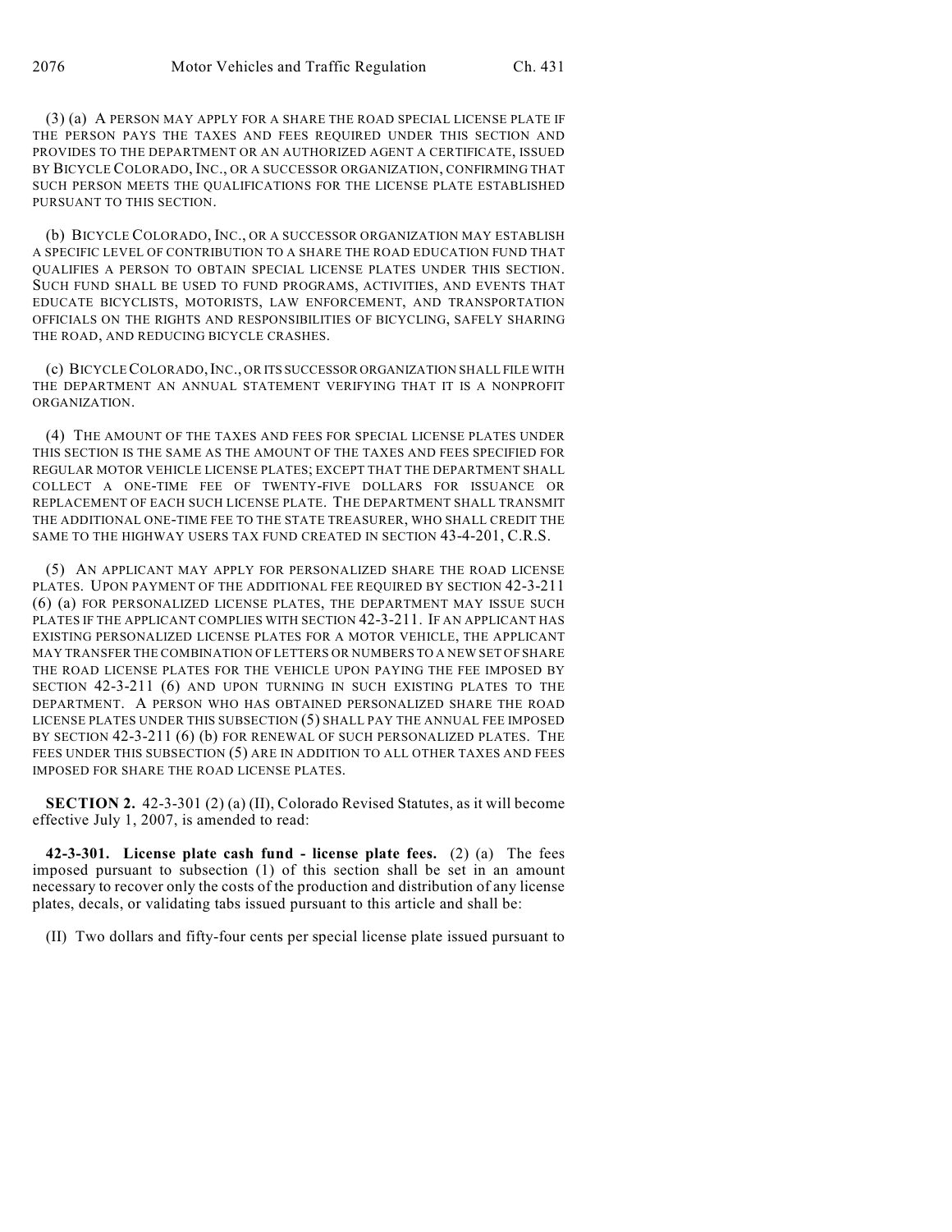(3) (a) A PERSON MAY APPLY FOR A SHARE THE ROAD SPECIAL LICENSE PLATE IF THE PERSON PAYS THE TAXES AND FEES REQUIRED UNDER THIS SECTION AND PROVIDES TO THE DEPARTMENT OR AN AUTHORIZED AGENT A CERTIFICATE, ISSUED BY BICYCLE COLORADO, INC., OR A SUCCESSOR ORGANIZATION, CONFIRMING THAT SUCH PERSON MEETS THE QUALIFICATIONS FOR THE LICENSE PLATE ESTABLISHED PURSUANT TO THIS SECTION.

(b) BICYCLE COLORADO, INC., OR A SUCCESSOR ORGANIZATION MAY ESTABLISH A SPECIFIC LEVEL OF CONTRIBUTION TO A SHARE THE ROAD EDUCATION FUND THAT QUALIFIES A PERSON TO OBTAIN SPECIAL LICENSE PLATES UNDER THIS SECTION. SUCH FUND SHALL BE USED TO FUND PROGRAMS, ACTIVITIES, AND EVENTS THAT EDUCATE BICYCLISTS, MOTORISTS, LAW ENFORCEMENT, AND TRANSPORTATION OFFICIALS ON THE RIGHTS AND RESPONSIBILITIES OF BICYCLING, SAFELY SHARING THE ROAD, AND REDUCING BICYCLE CRASHES.

(c) BICYCLE COLORADO, INC., OR ITS SUCCESSOR ORGANIZATION SHALL FILE WITH THE DEPARTMENT AN ANNUAL STATEMENT VERIFYING THAT IT IS A NONPROFIT ORGANIZATION.

(4) THE AMOUNT OF THE TAXES AND FEES FOR SPECIAL LICENSE PLATES UNDER THIS SECTION IS THE SAME AS THE AMOUNT OF THE TAXES AND FEES SPECIFIED FOR REGULAR MOTOR VEHICLE LICENSE PLATES; EXCEPT THAT THE DEPARTMENT SHALL COLLECT A ONE-TIME FEE OF TWENTY-FIVE DOLLARS FOR ISSUANCE OR REPLACEMENT OF EACH SUCH LICENSE PLATE. THE DEPARTMENT SHALL TRANSMIT THE ADDITIONAL ONE-TIME FEE TO THE STATE TREASURER, WHO SHALL CREDIT THE SAME TO THE HIGHWAY USERS TAX FUND CREATED IN SECTION 43-4-201, C.R.S.

(5) AN APPLICANT MAY APPLY FOR PERSONALIZED SHARE THE ROAD LICENSE PLATES. UPON PAYMENT OF THE ADDITIONAL FEE REQUIRED BY SECTION 42-3-211 (6) (a) FOR PERSONALIZED LICENSE PLATES, THE DEPARTMENT MAY ISSUE SUCH PLATES IF THE APPLICANT COMPLIES WITH SECTION 42-3-211. IF AN APPLICANT HAS EXISTING PERSONALIZED LICENSE PLATES FOR A MOTOR VEHICLE, THE APPLICANT MAY TRANSFER THE COMBINATION OF LETTERS OR NUMBERS TO A NEW SET OF SHARE THE ROAD LICENSE PLATES FOR THE VEHICLE UPON PAYING THE FEE IMPOSED BY SECTION 42-3-211 (6) AND UPON TURNING IN SUCH EXISTING PLATES TO THE DEPARTMENT. A PERSON WHO HAS OBTAINED PERSONALIZED SHARE THE ROAD LICENSE PLATES UNDER THIS SUBSECTION (5) SHALL PAY THE ANNUAL FEE IMPOSED BY SECTION 42-3-211 (6) (b) FOR RENEWAL OF SUCH PERSONALIZED PLATES. THE FEES UNDER THIS SUBSECTION (5) ARE IN ADDITION TO ALL OTHER TAXES AND FEES IMPOSED FOR SHARE THE ROAD LICENSE PLATES.

**SECTION 2.** 42-3-301 (2) (a) (II), Colorado Revised Statutes, as it will become effective July 1, 2007, is amended to read:

**42-3-301. License plate cash fund - license plate fees.** (2) (a) The fees imposed pursuant to subsection (1) of this section shall be set in an amount necessary to recover only the costs of the production and distribution of any license plates, decals, or validating tabs issued pursuant to this article and shall be:

(II) Two dollars and fifty-four cents per special license plate issued pursuant to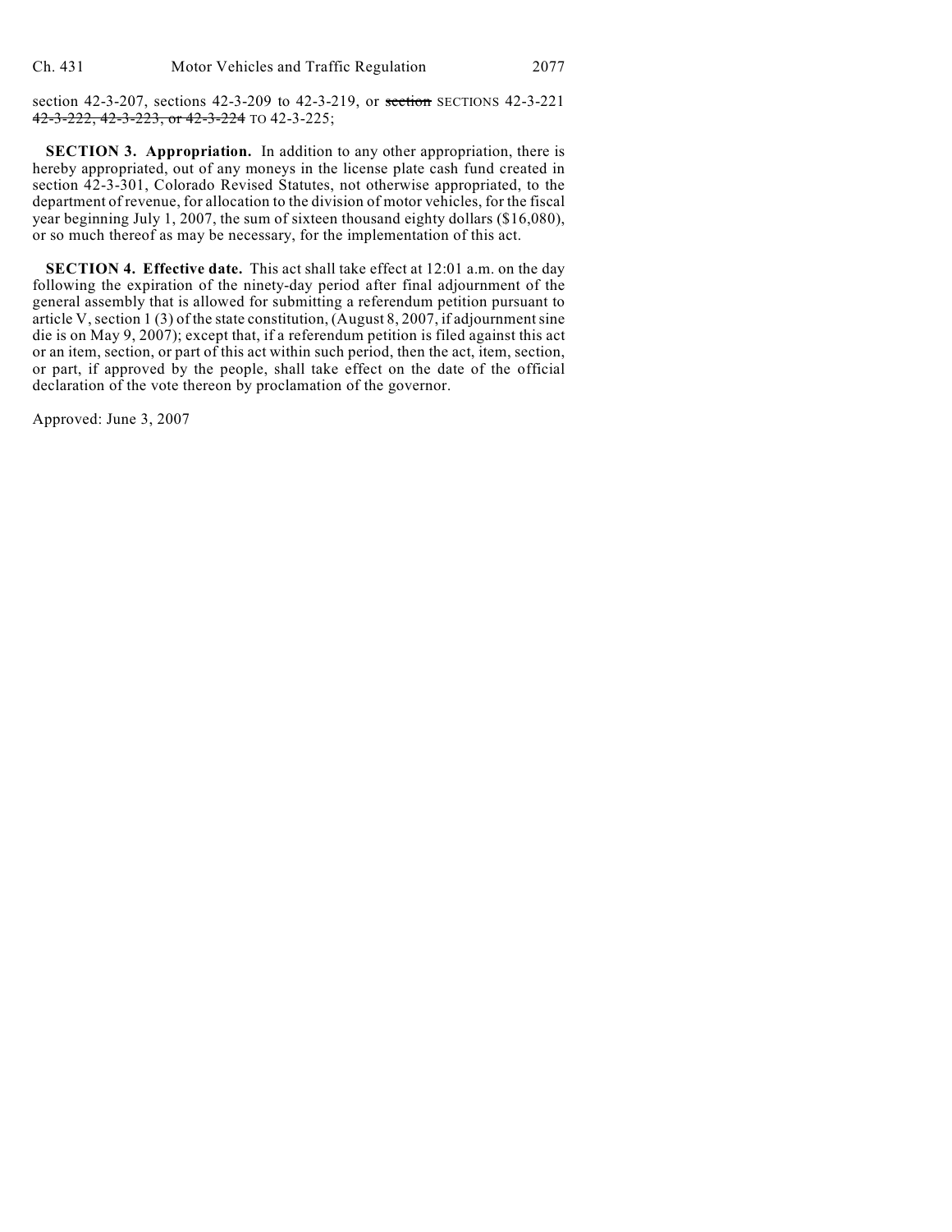section 42-3-207, sections 42-3-209 to 42-3-219, or ~~section~~ SECTIONS 42-3-221 ~~42-3-222, 42-3-223, or 42-3-224~~ TO 42-3-225;

**SECTION 3. Appropriation.** In addition to any other appropriation, there is hereby appropriated, out of any moneys in the license plate cash fund created in section 42-3-301, Colorado Revised Statutes, not otherwise appropriated, to the department of revenue, for allocation to the division of motor vehicles, for the fiscal year beginning July 1, 2007, the sum of sixteen thousand eighty dollars ($16,080), or so much thereof as may be necessary, for the implementation of this act.

**SECTION 4. Effective date.** This act shall take effect at 12:01 a.m. on the day following the expiration of the ninety-day period after final adjournment of the general assembly that is allowed for submitting a referendum petition pursuant to article V, section 1 (3) of the state constitution, (August 8, 2007, if adjournment sine die is on May 9, 2007); except that, if a referendum petition is filed against this act or an item, section, or part of this act within such period, then the act, item, section, or part, if approved by the people, shall take effect on the date of the official declaration of the vote thereon by proclamation of the governor.

Approved: June 3, 2007